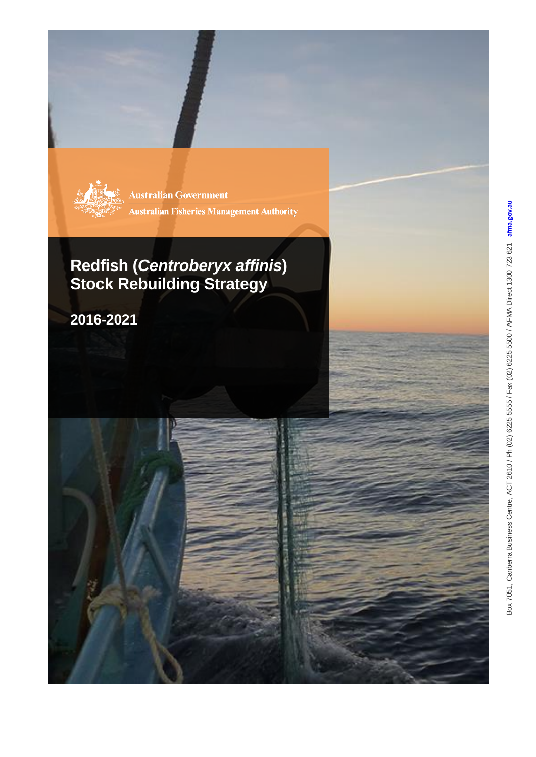Australian Government

Australian Fisheries Management Authority

# Redfish (*Centroberyx affinis*) Stock Rebuilding Strategy

## 2016-2021

Box 7051, Canberra Business Centre, ACT 2610 / Ph (02) 6225 5555 / Fax (02) 6225 5500 / AFMA Direct 1300 723 621 afma.gov.au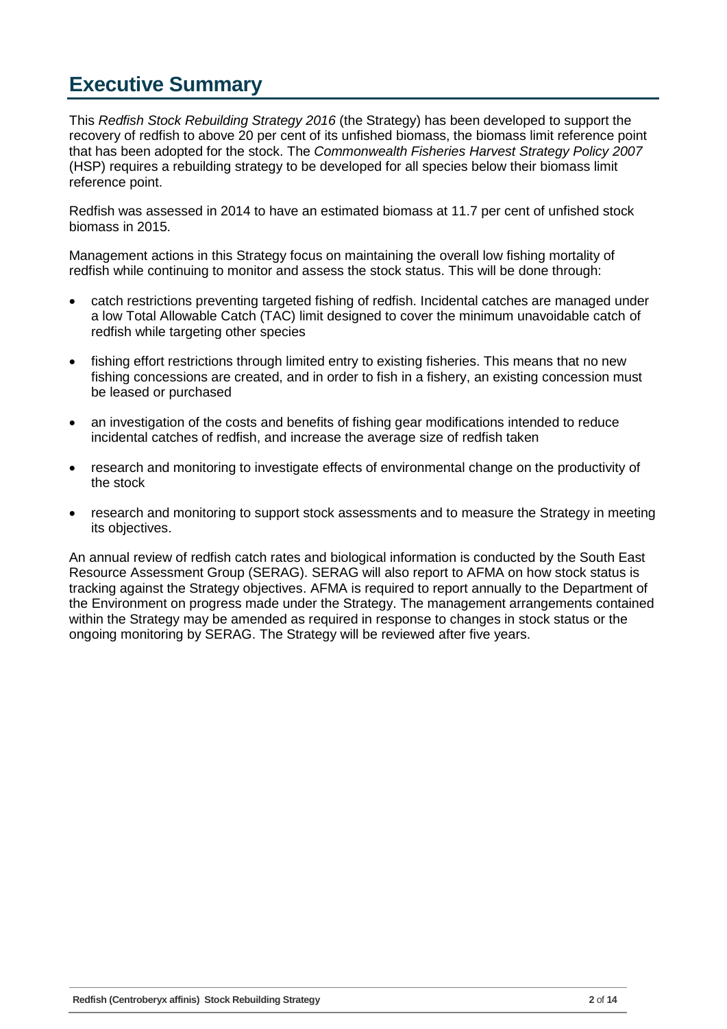# Executive Summary

This *Redfish Stock Rebuilding Strategy 2016* (the Strategy) has been developed to support the recovery of redfish to above 20 per cent of its unfished biomass, the biomass limit reference point that has been adopted for the stock. The *Commonwealth Fisheries Harvest Strategy Policy 2007* (HSP) requires a rebuilding strategy to be developed for all species below their biomass limit reference point.

Redfish was assessed in 2014 to have an estimated biomass at 11.7 per cent of unfished stock biomass in 2015.

Management actions in this Strategy focus on maintaining the overall low fishing mortality of redfish while continuing to monitor and assess the stock status. This will be done through:

- catch restrictions preventing targeted fishing of redfish. Incidental catches are managed under a low Total Allowable Catch (TAC) limit designed to cover the minimum unavoidable catch of redfish while targeting other species
- fishing effort restrictions through limited entry to existing fisheries. This means that no new fishing concessions are created, and in order to fish in a fishery, an existing concession must be leased or purchased
- an investigation of the costs and benefits of fishing gear modifications intended to reduce incidental catches of redfish, and increase the average size of redfish taken
- research and monitoring to investigate effects of environmental change on the productivity of the stock
- research and monitoring to support stock assessments and to measure the Strategy in meeting its objectives.

An annual review of redfish catch rates and biological information is conducted by the South East Resource Assessment Group (SERAG). SERAG will also report to AFMA on how stock status is tracking against the Strategy objectives. AFMA is required to report annually to the Department of the Environment on progress made under the Strategy. The management arrangements contained within the Strategy may be amended as required in response to changes in stock status or the ongoing monitoring by SERAG. The Strategy will be reviewed after five years.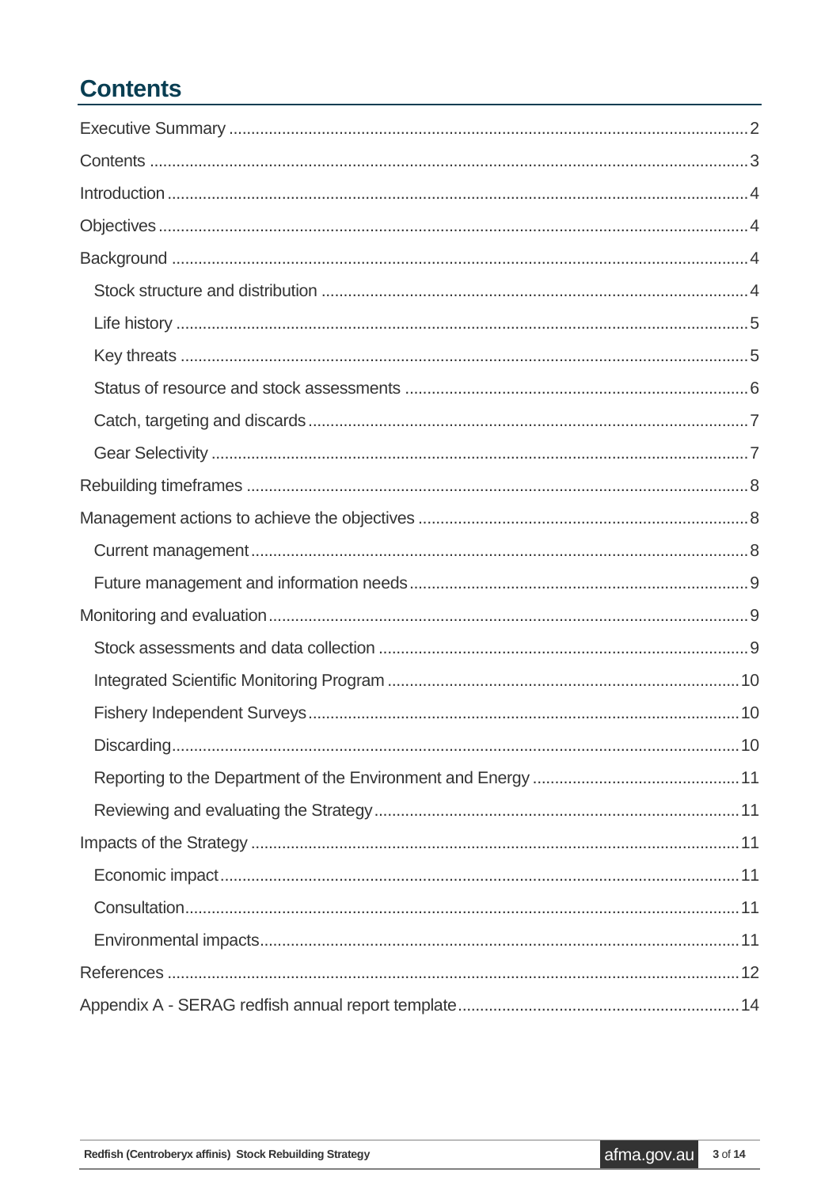# Contents

- Executive Summary ..... 2
- Contents ..... 3
- Introduction ..... 4
- Objectives ..... 4
- Background ..... 4
  - Stock structure and distribution ..... 4
  - Life history ..... 5
  - Key threats ..... 5
  - Status of resource and stock assessments ..... 6
  - Catch, targeting and discards ..... 7
  - Gear Selectivity ..... 7
- Rebuilding timeframes ..... 8
- Management actions to achieve the objectives ..... 8
  - Current management ..... 8
  - Future management and information needs ..... 9
- Monitoring and evaluation ..... 9
  - Stock assessments and data collection ..... 9
  - Integrated Scientific Monitoring Program ..... 10
  - Fishery Independent Surveys ..... 10
  - Discarding ..... 10
  - Reporting to the Department of the Environment and Energy ..... 11
  - Reviewing and evaluating the Strategy ..... 11
- Impacts of the Strategy ..... 11
  - Economic impact ..... 11
  - Consultation ..... 11
  - Environmental impacts ..... 11
- References ..... 12
- Appendix A - SERAG redfish annual report template ..... 14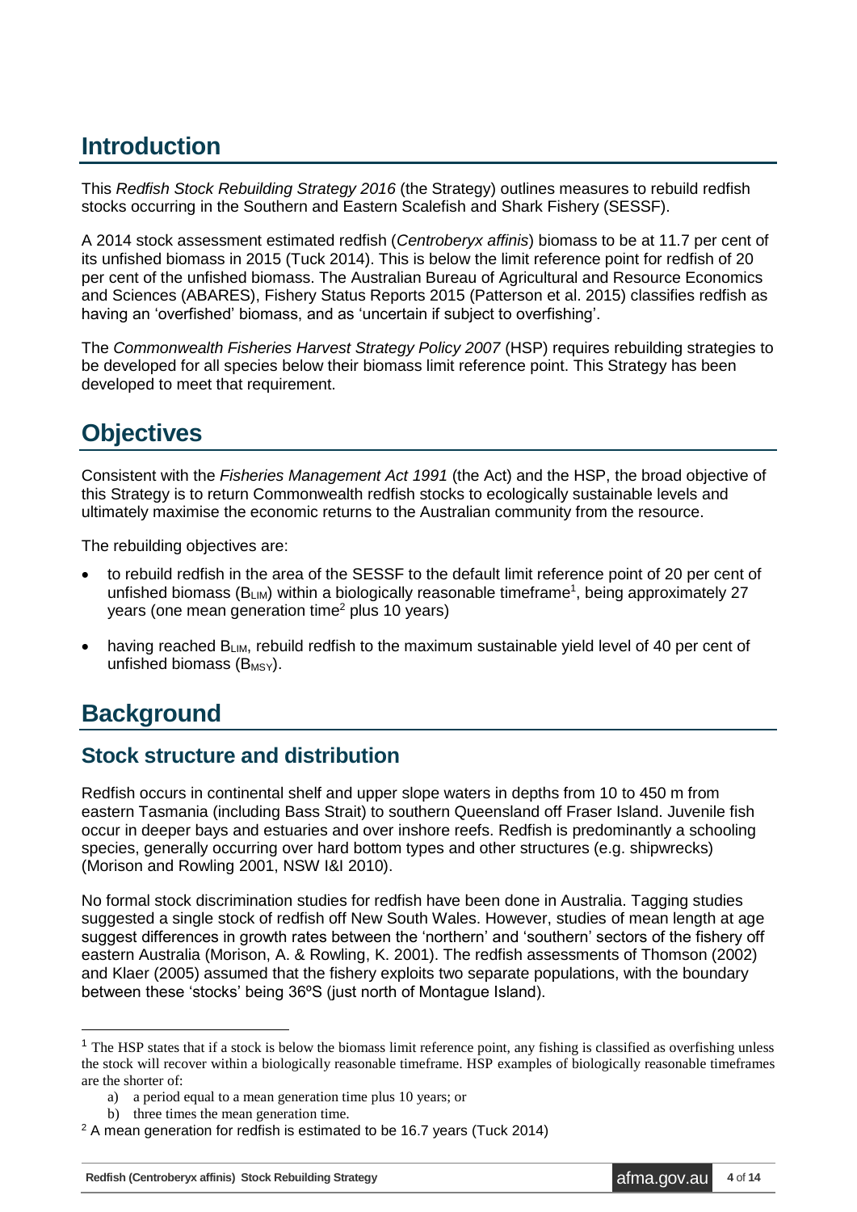## Introduction

This *Redfish Stock Rebuilding Strategy 2016* (the Strategy) outlines measures to rebuild redfish stocks occurring in the Southern and Eastern Scalefish and Shark Fishery (SESSF).

A 2014 stock assessment estimated redfish (*Centroberyx affinis*) biomass to be at 11.7 per cent of its unfished biomass in 2015 (Tuck 2014). This is below the limit reference point for redfish of 20 per cent of the unfished biomass. The Australian Bureau of Agricultural and Resource Economics and Sciences (ABARES), Fishery Status Reports 2015 (Patterson et al. 2015) classifies redfish as having an 'overfished' biomass, and as 'uncertain if subject to overfishing'.

The *Commonwealth Fisheries Harvest Strategy Policy 2007* (HSP) requires rebuilding strategies to be developed for all species below their biomass limit reference point. This Strategy has been developed to meet that requirement.

## Objectives

Consistent with the *Fisheries Management Act 1991* (the Act) and the HSP, the broad objective of this Strategy is to return Commonwealth redfish stocks to ecologically sustainable levels and ultimately maximise the economic returns to the Australian community from the resource.

The rebuilding objectives are:

- to rebuild redfish in the area of the SESSF to the default limit reference point of 20 per cent of unfished biomass ($B_{LIM}$) within a biologically reasonable timeframe[1], being approximately 27 years (one mean generation time[2] plus 10 years)
- having reached $B_{LIM}$, rebuild redfish to the maximum sustainable yield level of 40 per cent of unfished biomass ($B_{MSY}$).

## Background

### Stock structure and distribution

Redfish occurs in continental shelf and upper slope waters in depths from 10 to 450 m from eastern Tasmania (including Bass Strait) to southern Queensland off Fraser Island. Juvenile fish occur in deeper bays and estuaries and over inshore reefs. Redfish is predominantly a schooling species, generally occurring over hard bottom types and other structures (e.g. shipwrecks) (Morison and Rowling 2001, NSW I&I 2010).

No formal stock discrimination studies for redfish have been done in Australia. Tagging studies suggested a single stock of redfish off New South Wales. However, studies of mean length at age suggest differences in growth rates between the 'northern' and 'southern' sectors of the fishery off eastern Australia (Morison, A. & Rowling, K. 2001). The redfish assessments of Thomson (2002) and Klaer (2005) assumed that the fishery exploits two separate populations, with the boundary between these 'stocks' being 36ºS (just north of Montague Island).

---

[1] The HSP states that if a stock is below the biomass limit reference point, any fishing is classified as overfishing unless the stock will recover within a biologically reasonable timeframe. HSP examples of biologically reasonable timeframes are the shorter of:

a) a period equal to a mean generation time plus 10 years; or

b) three times the mean generation time.

[2] A mean generation for redfish is estimated to be 16.7 years (Tuck 2014)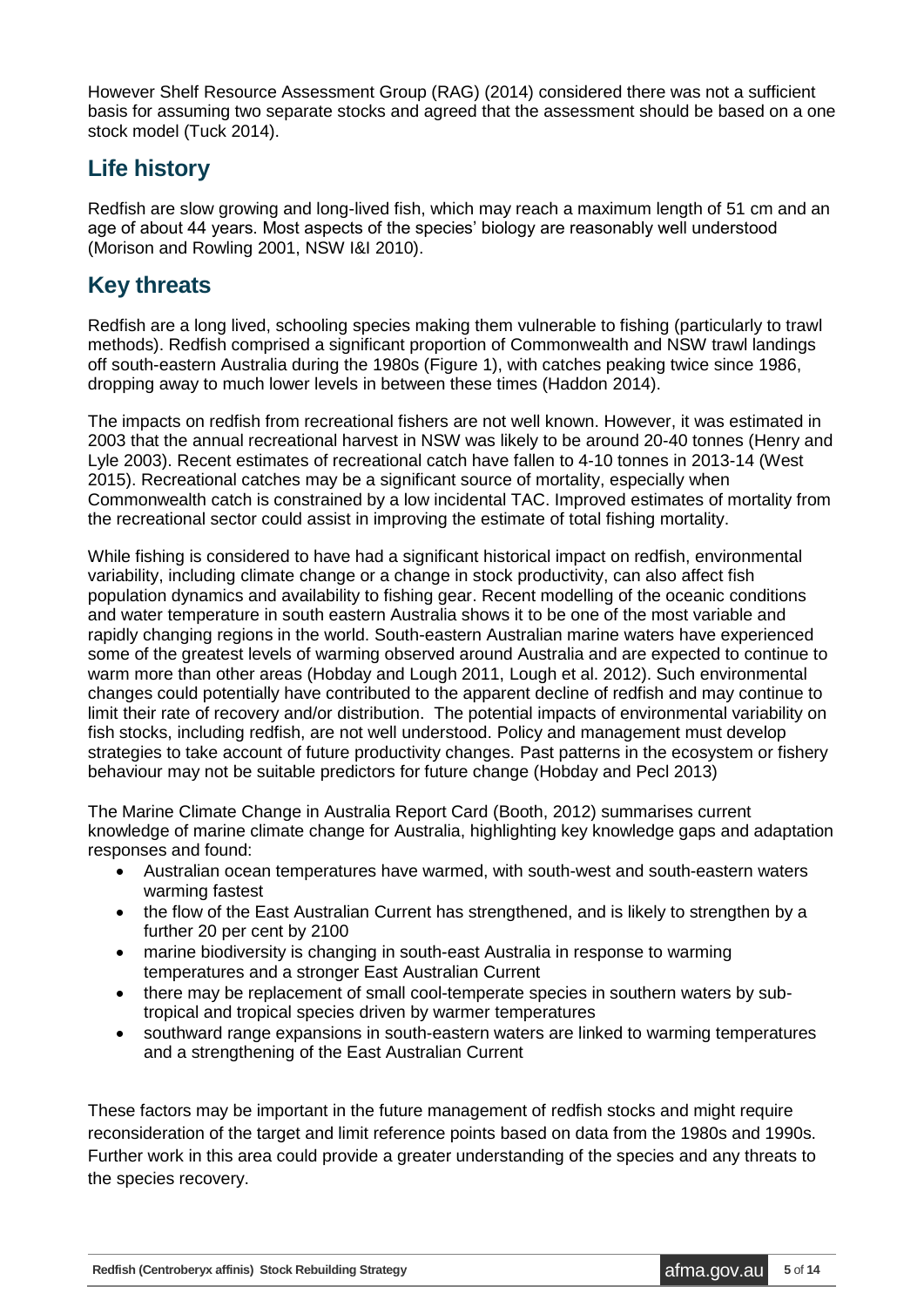However Shelf Resource Assessment Group (RAG) (2014) considered there was not a sufficient basis for assuming two separate stocks and agreed that the assessment should be based on a one stock model (Tuck 2014).

## Life history

Redfish are slow growing and long-lived fish, which may reach a maximum length of 51 cm and an age of about 44 years. Most aspects of the species' biology are reasonably well understood (Morison and Rowling 2001, NSW I&I 2010).

## Key threats

Redfish are a long lived, schooling species making them vulnerable to fishing (particularly to trawl methods). Redfish comprised a significant proportion of Commonwealth and NSW trawl landings off south-eastern Australia during the 1980s (Figure 1), with catches peaking twice since 1986, dropping away to much lower levels in between these times (Haddon 2014).

The impacts on redfish from recreational fishers are not well known. However, it was estimated in 2003 that the annual recreational harvest in NSW was likely to be around 20-40 tonnes (Henry and Lyle 2003). Recent estimates of recreational catch have fallen to 4-10 tonnes in 2013-14 (West 2015). Recreational catches may be a significant source of mortality, especially when Commonwealth catch is constrained by a low incidental TAC. Improved estimates of mortality from the recreational sector could assist in improving the estimate of total fishing mortality.

While fishing is considered to have had a significant historical impact on redfish, environmental variability, including climate change or a change in stock productivity, can also affect fish population dynamics and availability to fishing gear. Recent modelling of the oceanic conditions and water temperature in south eastern Australia shows it to be one of the most variable and rapidly changing regions in the world. South-eastern Australian marine waters have experienced some of the greatest levels of warming observed around Australia and are expected to continue to warm more than other areas (Hobday and Lough 2011, Lough et al. 2012). Such environmental changes could potentially have contributed to the apparent decline of redfish and may continue to limit their rate of recovery and/or distribution. The potential impacts of environmental variability on fish stocks, including redfish, are not well understood. Policy and management must develop strategies to take account of future productivity changes. Past patterns in the ecosystem or fishery behaviour may not be suitable predictors for future change (Hobday and Pecl 2013)

The Marine Climate Change in Australia Report Card (Booth, 2012) summarises current knowledge of marine climate change for Australia, highlighting key knowledge gaps and adaptation responses and found:

- Australian ocean temperatures have warmed, with south-west and south-eastern waters warming fastest
- the flow of the East Australian Current has strengthened, and is likely to strengthen by a further 20 per cent by 2100
- marine biodiversity is changing in south-east Australia in response to warming temperatures and a stronger East Australian Current
- there may be replacement of small cool-temperate species in southern waters by sub-tropical and tropical species driven by warmer temperatures
- southward range expansions in south-eastern waters are linked to warming temperatures and a strengthening of the East Australian Current

These factors may be important in the future management of redfish stocks and might require reconsideration of the target and limit reference points based on data from the 1980s and 1990s. Further work in this area could provide a greater understanding of the species and any threats to the species recovery.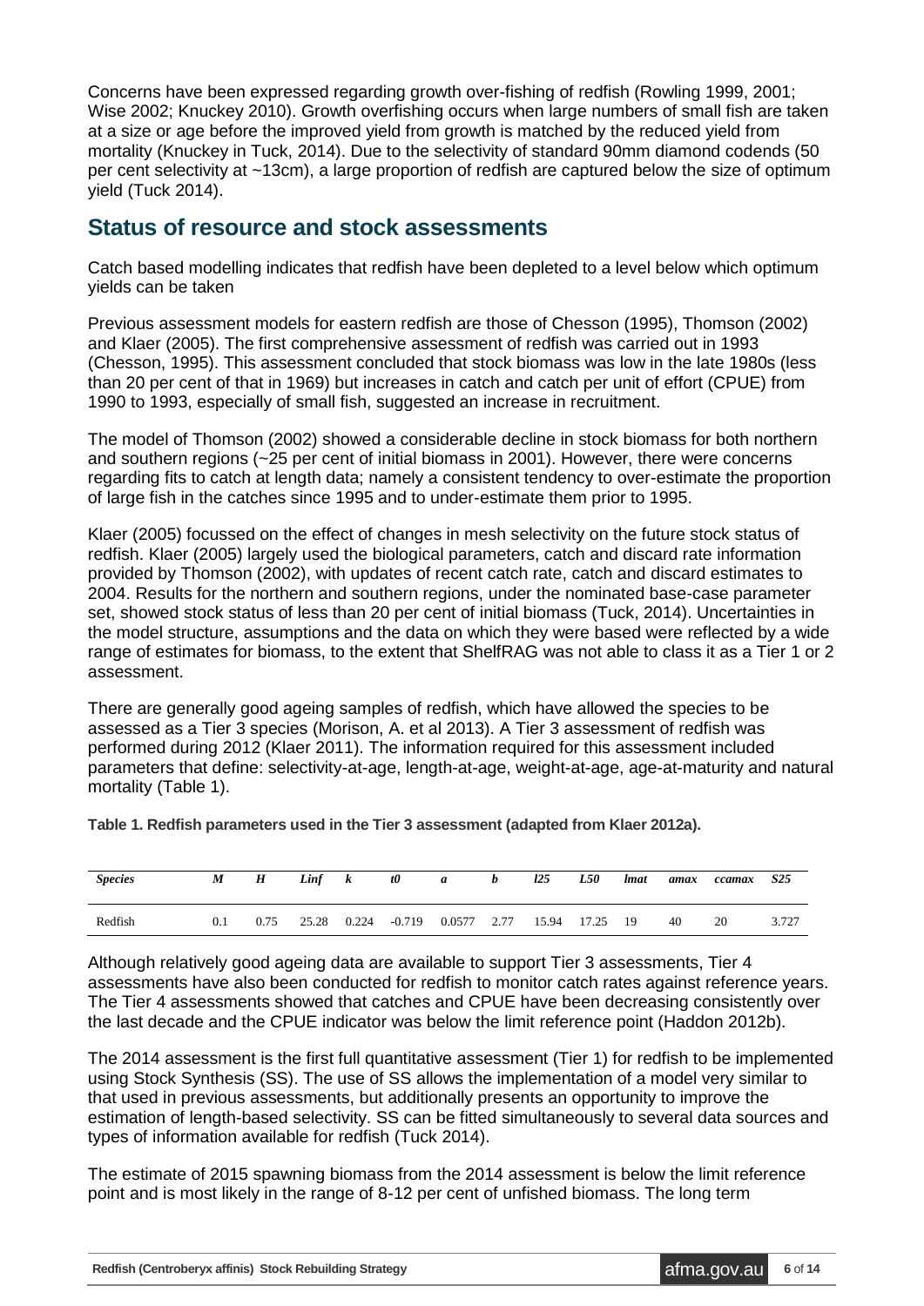Concerns have been expressed regarding growth over-fishing of redfish (Rowling 1999, 2001; Wise 2002; Knuckey 2010). Growth overfishing occurs when large numbers of small fish are taken at a size or age before the improved yield from growth is matched by the reduced yield from mortality (Knuckey in Tuck, 2014). Due to the selectivity of standard 90mm diamond codends (50 per cent selectivity at ~13cm), a large proportion of redfish are captured below the size of optimum yield (Tuck 2014).

## Status of resource and stock assessments

Catch based modelling indicates that redfish have been depleted to a level below which optimum yields can be taken

Previous assessment models for eastern redfish are those of Chesson (1995), Thomson (2002) and Klaer (2005). The first comprehensive assessment of redfish was carried out in 1993 (Chesson, 1995). This assessment concluded that stock biomass was low in the late 1980s (less than 20 per cent of that in 1969) but increases in catch and catch per unit of effort (CPUE) from 1990 to 1993, especially of small fish, suggested an increase in recruitment.

The model of Thomson (2002) showed a considerable decline in stock biomass for both northern and southern regions (~25 per cent of initial biomass in 2001). However, there were concerns regarding fits to catch at length data; namely a consistent tendency to over-estimate the proportion of large fish in the catches since 1995 and to under-estimate them prior to 1995.

Klaer (2005) focussed on the effect of changes in mesh selectivity on the future stock status of redfish. Klaer (2005) largely used the biological parameters, catch and discard rate information provided by Thomson (2002), with updates of recent catch rate, catch and discard estimates to 2004. Results for the northern and southern regions, under the nominated base-case parameter set, showed stock status of less than 20 per cent of initial biomass (Tuck, 2014). Uncertainties in the model structure, assumptions and the data on which they were based were reflected by a wide range of estimates for biomass, to the extent that ShelfRAG was not able to class it as a Tier 1 or 2 assessment.

There are generally good ageing samples of redfish, which have allowed the species to be assessed as a Tier 3 species (Morison, A. et al 2013). A Tier 3 assessment of redfish was performed during 2012 (Klaer 2011). The information required for this assessment included parameters that define: selectivity-at-age, length-at-age, weight-at-age, age-at-maturity and natural mortality (Table 1).

**Table 1. Redfish parameters used in the Tier 3 assessment (adapted from Klaer 2012a).**

| *Species* | *M* | *H* | *Linf* | *k* | *t0* | *a* | *b* | *l25* | *L50* | *lmat* | *amax* | *ccamax* | *S25* |
|---|---|---|---|---|---|---|---|---|---|---|---|---|---|
| Redfish | 0.1 | 0.75 | 25.28 | 0.224 | -0.719 | 0.0577 | 2.77 | 15.94 | 17.25 | 19 | 40 | 20 | 3.727 |

Although relatively good ageing data are available to support Tier 3 assessments, Tier 4 assessments have also been conducted for redfish to monitor catch rates against reference years. The Tier 4 assessments showed that catches and CPUE have been decreasing consistently over the last decade and the CPUE indicator was below the limit reference point (Haddon 2012b).

The 2014 assessment is the first full quantitative assessment (Tier 1) for redfish to be implemented using Stock Synthesis (SS). The use of SS allows the implementation of a model very similar to that used in previous assessments, but additionally presents an opportunity to improve the estimation of length-based selectivity. SS can be fitted simultaneously to several data sources and types of information available for redfish (Tuck 2014).

The estimate of 2015 spawning biomass from the 2014 assessment is below the limit reference point and is most likely in the range of 8-12 per cent of unfished biomass. The long term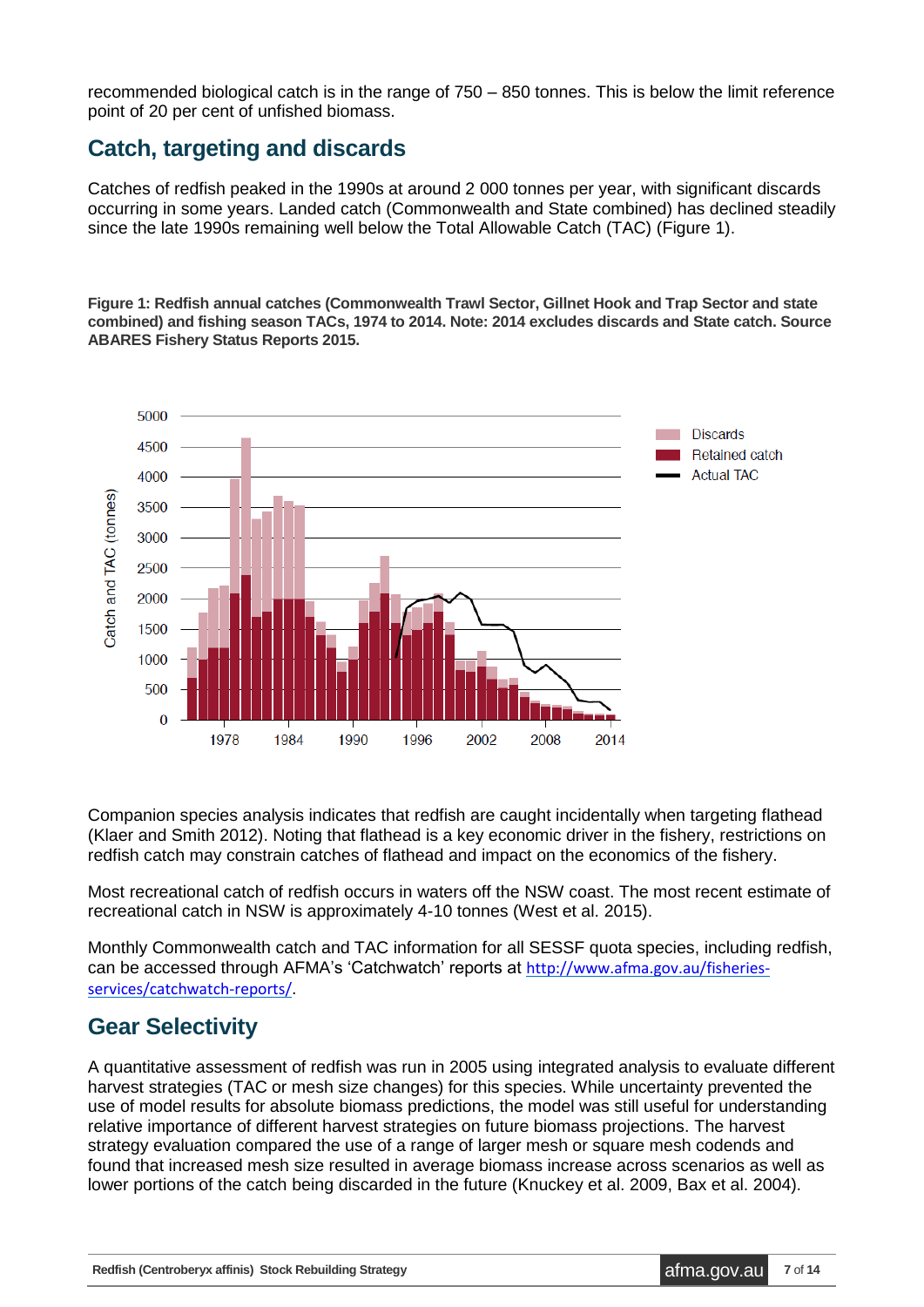recommended biological catch is in the range of 750 – 850 tonnes. This is below the limit reference point of 20 per cent of unfished biomass.

## Catch, targeting and discards

Catches of redfish peaked in the 1990s at around 2 000 tonnes per year, with significant discards occurring in some years. Landed catch (Commonwealth and State combined) has declined steadily since the late 1990s remaining well below the Total Allowable Catch (TAC) (Figure 1).

**Figure 1: Redfish annual catches (Commonwealth Trawl Sector, Gillnet Hook and Trap Sector and state combined) and fishing season TACs, 1974 to 2014. Note: 2014 excludes discards and State catch. Source ABARES Fishery Status Reports 2015.**

Companion species analysis indicates that redfish are caught incidentally when targeting flathead (Klaer and Smith 2012). Noting that flathead is a key economic driver in the fishery, restrictions on redfish catch may constrain catches of flathead and impact on the economics of the fishery.

Most recreational catch of redfish occurs in waters off the NSW coast. The most recent estimate of recreational catch in NSW is approximately 4-10 tonnes (West et al. 2015).

Monthly Commonwealth catch and TAC information for all SESSF quota species, including redfish, can be accessed through AFMA's 'Catchwatch' reports at http://www.afma.gov.au/fisheries-services/catchwatch-reports/.

## Gear Selectivity

A quantitative assessment of redfish was run in 2005 using integrated analysis to evaluate different harvest strategies (TAC or mesh size changes) for this species. While uncertainty prevented the use of model results for absolute biomass predictions, the model was still useful for understanding relative importance of different harvest strategies on future biomass projections. The harvest strategy evaluation compared the use of a range of larger mesh or square mesh codends and found that increased mesh size resulted in average biomass increase across scenarios as well as lower portions of the catch being discarded in the future (Knuckey et al. 2009, Bax et al. 2004).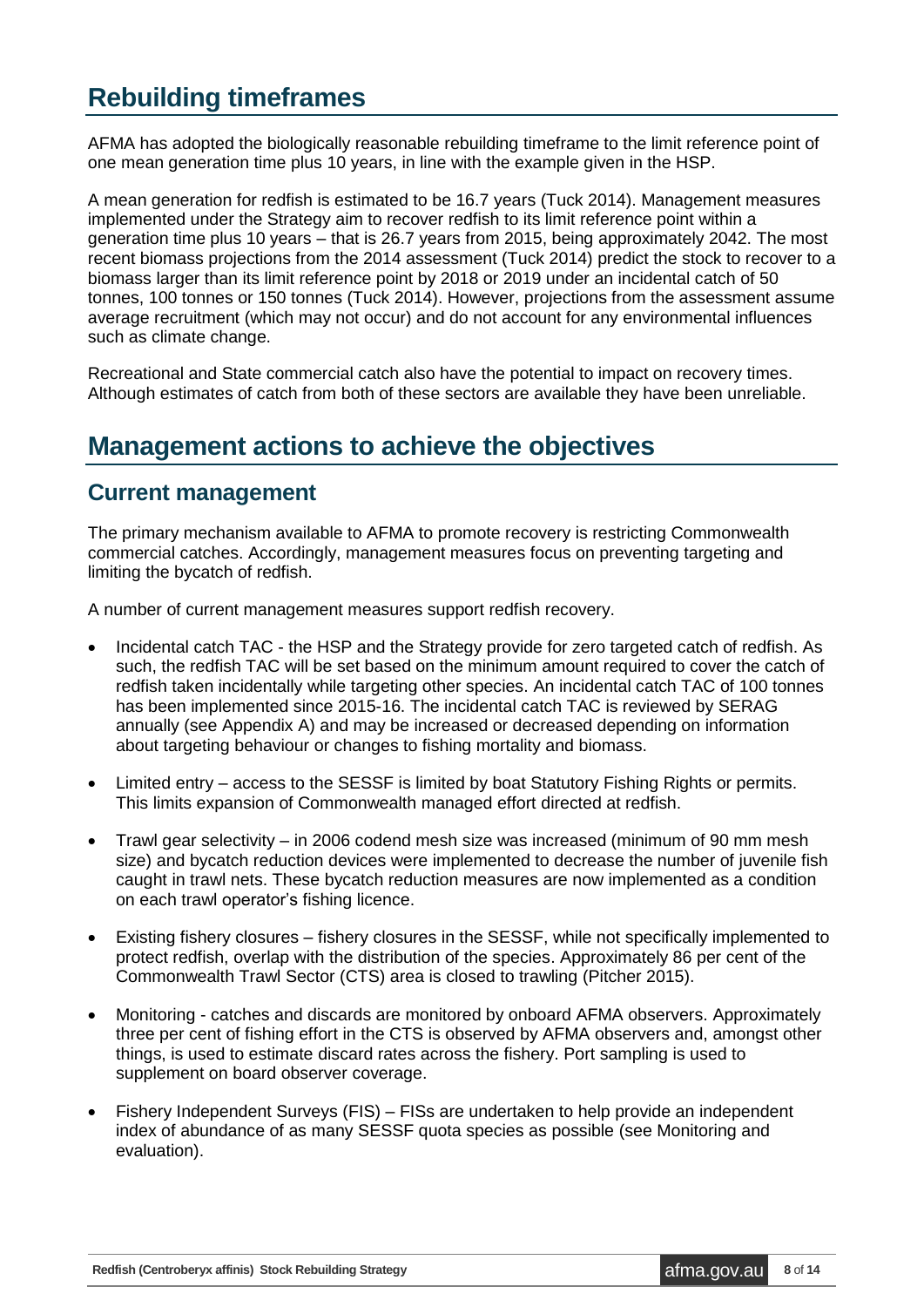# Rebuilding timeframes

AFMA has adopted the biologically reasonable rebuilding timeframe to the limit reference point of one mean generation time plus 10 years, in line with the example given in the HSP.

A mean generation for redfish is estimated to be 16.7 years (Tuck 2014). Management measures implemented under the Strategy aim to recover redfish to its limit reference point within a generation time plus 10 years – that is 26.7 years from 2015, being approximately 2042. The most recent biomass projections from the 2014 assessment (Tuck 2014) predict the stock to recover to a biomass larger than its limit reference point by 2018 or 2019 under an incidental catch of 50 tonnes, 100 tonnes or 150 tonnes (Tuck 2014). However, projections from the assessment assume average recruitment (which may not occur) and do not account for any environmental influences such as climate change.

Recreational and State commercial catch also have the potential to impact on recovery times. Although estimates of catch from both of these sectors are available they have been unreliable.

# Management actions to achieve the objectives

## Current management

The primary mechanism available to AFMA to promote recovery is restricting Commonwealth commercial catches. Accordingly, management measures focus on preventing targeting and limiting the bycatch of redfish.

A number of current management measures support redfish recovery.

- Incidental catch TAC - the HSP and the Strategy provide for zero targeted catch of redfish. As such, the redfish TAC will be set based on the minimum amount required to cover the catch of redfish taken incidentally while targeting other species. An incidental catch TAC of 100 tonnes has been implemented since 2015-16. The incidental catch TAC is reviewed by SERAG annually (see Appendix A) and may be increased or decreased depending on information about targeting behaviour or changes to fishing mortality and biomass.
- Limited entry – access to the SESSF is limited by boat Statutory Fishing Rights or permits. This limits expansion of Commonwealth managed effort directed at redfish.
- Trawl gear selectivity – in 2006 codend mesh size was increased (minimum of 90 mm mesh size) and bycatch reduction devices were implemented to decrease the number of juvenile fish caught in trawl nets. These bycatch reduction measures are now implemented as a condition on each trawl operator's fishing licence.
- Existing fishery closures – fishery closures in the SESSF, while not specifically implemented to protect redfish, overlap with the distribution of the species. Approximately 86 per cent of the Commonwealth Trawl Sector (CTS) area is closed to trawling (Pitcher 2015).
- Monitoring - catches and discards are monitored by onboard AFMA observers. Approximately three per cent of fishing effort in the CTS is observed by AFMA observers and, amongst other things, is used to estimate discard rates across the fishery. Port sampling is used to supplement on board observer coverage.
- Fishery Independent Surveys (FIS) – FISs are undertaken to help provide an independent index of abundance of as many SESSF quota species as possible (see Monitoring and evaluation).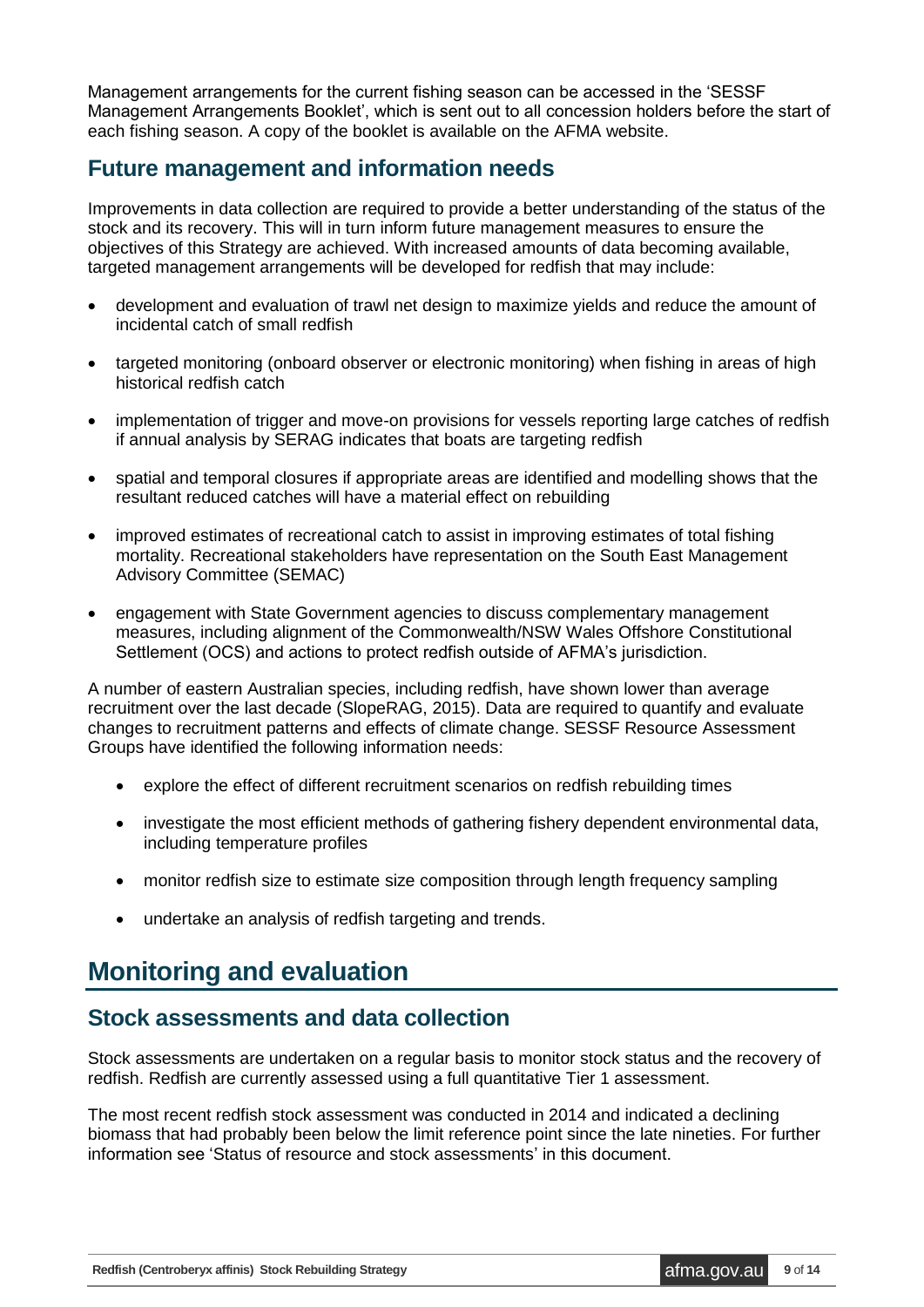Management arrangements for the current fishing season can be accessed in the 'SESSF Management Arrangements Booklet', which is sent out to all concession holders before the start of each fishing season. A copy of the booklet is available on the AFMA website.

## Future management and information needs

Improvements in data collection are required to provide a better understanding of the status of the stock and its recovery. This will in turn inform future management measures to ensure the objectives of this Strategy are achieved. With increased amounts of data becoming available, targeted management arrangements will be developed for redfish that may include:

- development and evaluation of trawl net design to maximize yields and reduce the amount of incidental catch of small redfish
- targeted monitoring (onboard observer or electronic monitoring) when fishing in areas of high historical redfish catch
- implementation of trigger and move-on provisions for vessels reporting large catches of redfish if annual analysis by SERAG indicates that boats are targeting redfish
- spatial and temporal closures if appropriate areas are identified and modelling shows that the resultant reduced catches will have a material effect on rebuilding
- improved estimates of recreational catch to assist in improving estimates of total fishing mortality. Recreational stakeholders have representation on the South East Management Advisory Committee (SEMAC)
- engagement with State Government agencies to discuss complementary management measures, including alignment of the Commonwealth/NSW Wales Offshore Constitutional Settlement (OCS) and actions to protect redfish outside of AFMA's jurisdiction.

A number of eastern Australian species, including redfish, have shown lower than average recruitment over the last decade (SlopeRAG, 2015). Data are required to quantify and evaluate changes to recruitment patterns and effects of climate change. SESSF Resource Assessment Groups have identified the following information needs:

- explore the effect of different recruitment scenarios on redfish rebuilding times
- investigate the most efficient methods of gathering fishery dependent environmental data, including temperature profiles
- monitor redfish size to estimate size composition through length frequency sampling
- undertake an analysis of redfish targeting and trends.

# Monitoring and evaluation

## Stock assessments and data collection

Stock assessments are undertaken on a regular basis to monitor stock status and the recovery of redfish. Redfish are currently assessed using a full quantitative Tier 1 assessment.

The most recent redfish stock assessment was conducted in 2014 and indicated a declining biomass that had probably been below the limit reference point since the late nineties. For further information see 'Status of resource and stock assessments' in this document.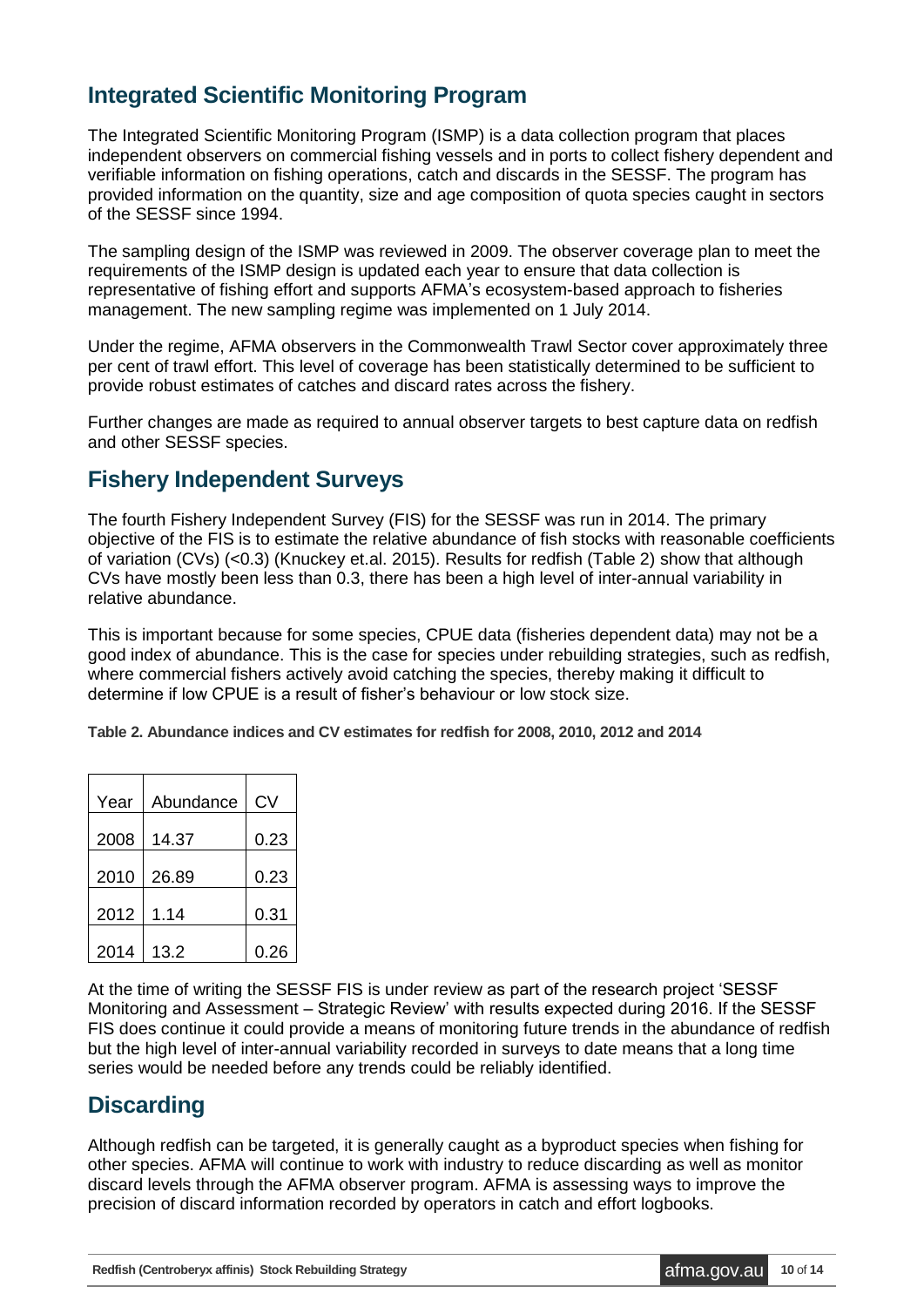## Integrated Scientific Monitoring Program

The Integrated Scientific Monitoring Program (ISMP) is a data collection program that places independent observers on commercial fishing vessels and in ports to collect fishery dependent and verifiable information on fishing operations, catch and discards in the SESSF. The program has provided information on the quantity, size and age composition of quota species caught in sectors of the SESSF since 1994.

The sampling design of the ISMP was reviewed in 2009. The observer coverage plan to meet the requirements of the ISMP design is updated each year to ensure that data collection is representative of fishing effort and supports AFMA's ecosystem-based approach to fisheries management. The new sampling regime was implemented on 1 July 2014.

Under the regime, AFMA observers in the Commonwealth Trawl Sector cover approximately three per cent of trawl effort. This level of coverage has been statistically determined to be sufficient to provide robust estimates of catches and discard rates across the fishery.

Further changes are made as required to annual observer targets to best capture data on redfish and other SESSF species.

## Fishery Independent Surveys

The fourth Fishery Independent Survey (FIS) for the SESSF was run in 2014. The primary objective of the FIS is to estimate the relative abundance of fish stocks with reasonable coefficients of variation (CVs) (<0.3) (Knuckey et.al. 2015). Results for redfish (Table 2) show that although CVs have mostly been less than 0.3, there has been a high level of inter-annual variability in relative abundance.

This is important because for some species, CPUE data (fisheries dependent data) may not be a good index of abundance. This is the case for species under rebuilding strategies, such as redfish, where commercial fishers actively avoid catching the species, thereby making it difficult to determine if low CPUE is a result of fisher's behaviour or low stock size.

**Table 2. Abundance indices and CV estimates for redfish for 2008, 2010, 2012 and 2014**

| Year | Abundance | CV |
|---|---|---|
| 2008 | 14.37 | 0.23 |
| 2010 | 26.89 | 0.23 |
| 2012 | 1.14 | 0.31 |
| 2014 | 13.2 | 0.26 |

At the time of writing the SESSF FIS is under review as part of the research project 'SESSF Monitoring and Assessment – Strategic Review' with results expected during 2016. If the SESSF FIS does continue it could provide a means of monitoring future trends in the abundance of redfish but the high level of inter-annual variability recorded in surveys to date means that a long time series would be needed before any trends could be reliably identified.

## Discarding

Although redfish can be targeted, it is generally caught as a byproduct species when fishing for other species. AFMA will continue to work with industry to reduce discarding as well as monitor discard levels through the AFMA observer program. AFMA is assessing ways to improve the precision of discard information recorded by operators in catch and effort logbooks.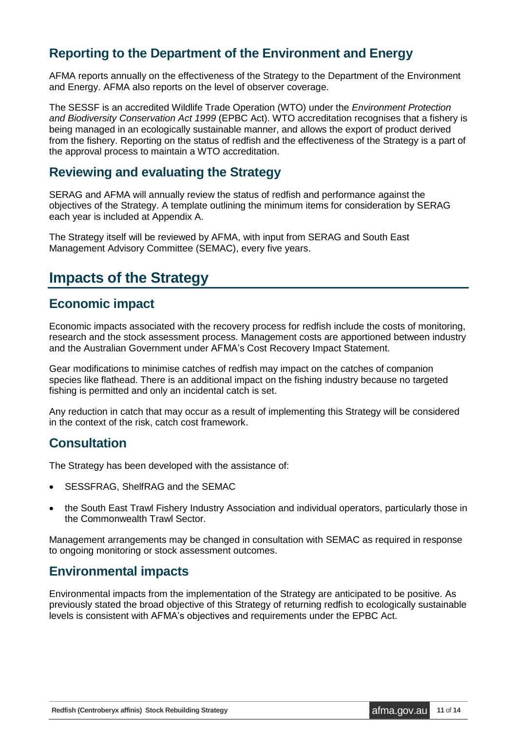## Reporting to the Department of the Environment and Energy

AFMA reports annually on the effectiveness of the Strategy to the Department of the Environment and Energy. AFMA also reports on the level of observer coverage.

The SESSF is an accredited Wildlife Trade Operation (WTO) under the *Environment Protection and Biodiversity Conservation Act 1999* (EPBC Act). WTO accreditation recognises that a fishery is being managed in an ecologically sustainable manner, and allows the export of product derived from the fishery. Reporting on the status of redfish and the effectiveness of the Strategy is a part of the approval process to maintain a WTO accreditation.

## Reviewing and evaluating the Strategy

SERAG and AFMA will annually review the status of redfish and performance against the objectives of the Strategy. A template outlining the minimum items for consideration by SERAG each year is included at Appendix A.

The Strategy itself will be reviewed by AFMA, with input from SERAG and South East Management Advisory Committee (SEMAC), every five years.

# Impacts of the Strategy

## Economic impact

Economic impacts associated with the recovery process for redfish include the costs of monitoring, research and the stock assessment process. Management costs are apportioned between industry and the Australian Government under AFMA's Cost Recovery Impact Statement.

Gear modifications to minimise catches of redfish may impact on the catches of companion species like flathead. There is an additional impact on the fishing industry because no targeted fishing is permitted and only an incidental catch is set.

Any reduction in catch that may occur as a result of implementing this Strategy will be considered in the context of the risk, catch cost framework.

## Consultation

The Strategy has been developed with the assistance of:

- SESSFRAG, ShelfRAG and the SEMAC
- the South East Trawl Fishery Industry Association and individual operators, particularly those in the Commonwealth Trawl Sector.

Management arrangements may be changed in consultation with SEMAC as required in response to ongoing monitoring or stock assessment outcomes.

## Environmental impacts

Environmental impacts from the implementation of the Strategy are anticipated to be positive. As previously stated the broad objective of this Strategy of returning redfish to ecologically sustainable levels is consistent with AFMA's objectives and requirements under the EPBC Act.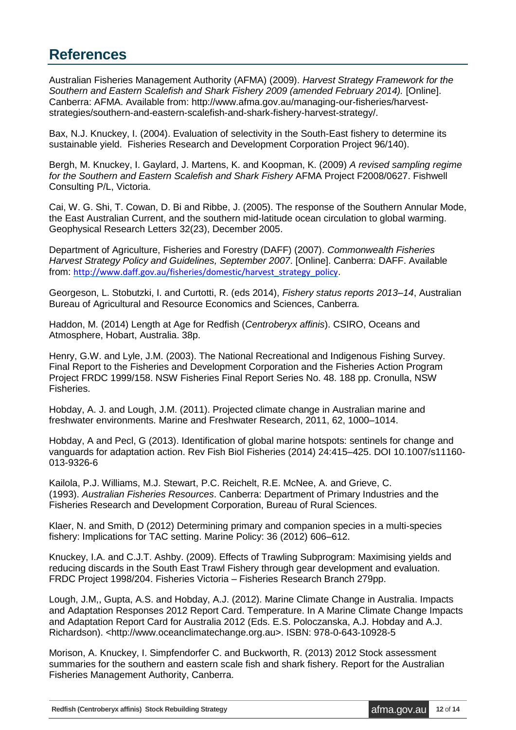## References

Australian Fisheries Management Authority (AFMA) (2009). *Harvest Strategy Framework for the Southern and Eastern Scalefish and Shark Fishery 2009 (amended February 2014).* [Online]. Canberra: AFMA. Available from: http://www.afma.gov.au/managing-our-fisheries/harvest-strategies/southern-and-eastern-scalefish-and-shark-fishery-harvest-strategy/.

Bax, N.J. Knuckey, I. (2004). Evaluation of selectivity in the South-East fishery to determine its sustainable yield. Fisheries Research and Development Corporation Project 96/140).

Bergh, M. Knuckey, I. Gaylard, J. Martens, K. and Koopman, K. (2009) *A revised sampling regime for the Southern and Eastern Scalefish and Shark Fishery* AFMA Project F2008/0627. Fishwell Consulting P/L, Victoria.

Cai, W. G. Shi, T. Cowan, D. Bi and Ribbe, J. (2005). The response of the Southern Annular Mode, the East Australian Current, and the southern mid-latitude ocean circulation to global warming. Geophysical Research Letters 32(23), December 2005.

Department of Agriculture, Fisheries and Forestry (DAFF) (2007). *Commonwealth Fisheries Harvest Strategy Policy and Guidelines, September 2007*. [Online]. Canberra: DAFF. Available from: http://www.daff.gov.au/fisheries/domestic/harvest_strategy_policy.

Georgeson, L. Stobutzki, I. and Curtotti, R. (eds 2014), *Fishery status reports 2013–14*, Australian Bureau of Agricultural and Resource Economics and Sciences, Canberra.

Haddon, M. (2014) Length at Age for Redfish (*Centroberyx affinis*). CSIRO, Oceans and Atmosphere, Hobart, Australia. 38p.

Henry, G.W. and Lyle, J.M. (2003). The National Recreational and Indigenous Fishing Survey. Final Report to the Fisheries and Development Corporation and the Fisheries Action Program Project FRDC 1999/158. NSW Fisheries Final Report Series No. 48. 188 pp. Cronulla, NSW Fisheries.

Hobday, A. J. and Lough, J.M. (2011). Projected climate change in Australian marine and freshwater environments. Marine and Freshwater Research, 2011, 62, 1000–1014.

Hobday, A and Pecl, G (2013). Identification of global marine hotspots: sentinels for change and vanguards for adaptation action. Rev Fish Biol Fisheries (2014) 24:415–425. DOI 10.1007/s11160-013-9326-6

Kailola, P.J. Williams, M.J. Stewart, P.C. Reichelt, R.E. McNee, A. and Grieve, C. (1993). *Australian Fisheries Resources*. Canberra: Department of Primary Industries and the Fisheries Research and Development Corporation, Bureau of Rural Sciences.

Klaer, N. and Smith, D (2012) Determining primary and companion species in a multi-species fishery: Implications for TAC setting. Marine Policy: 36 (2012) 606–612.

Knuckey, I.A. and C.J.T. Ashby. (2009). Effects of Trawling Subprogram: Maximising yields and reducing discards in the South East Trawl Fishery through gear development and evaluation. FRDC Project 1998/204. Fisheries Victoria – Fisheries Research Branch 279pp.

Lough, J.M,, Gupta, A.S. and Hobday, A.J. (2012). Marine Climate Change in Australia. Impacts and Adaptation Responses 2012 Report Card. Temperature. In A Marine Climate Change Impacts and Adaptation Report Card for Australia 2012 (Eds. E.S. Poloczanska, A.J. Hobday and A.J. Richardson). <http://www.oceanclimatechange.org.au>. ISBN: 978-0-643-10928-5

Morison, A. Knuckey, I. Simpfendorfer C. and Buckworth, R. (2013) 2012 Stock assessment summaries for the southern and eastern scale fish and shark fishery. Report for the Australian Fisheries Management Authority, Canberra.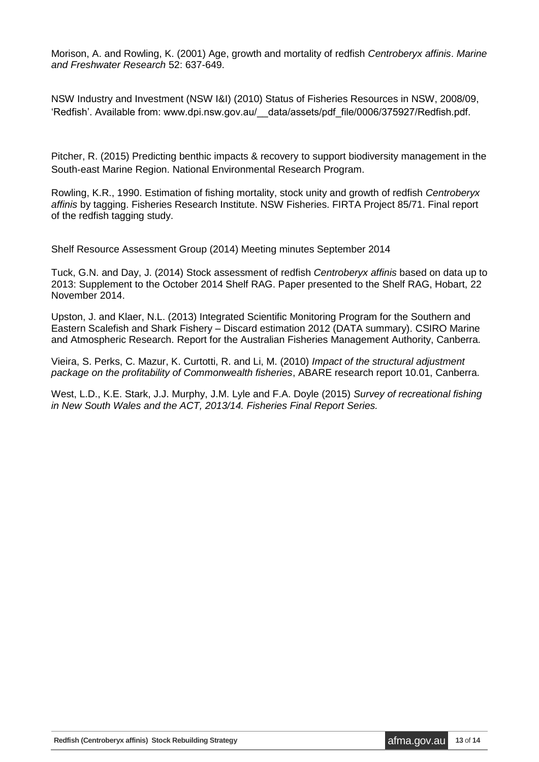Morison, A. and Rowling, K. (2001) Age, growth and mortality of redfish *Centroberyx affinis*. *Marine and Freshwater Research* 52: 637-649.

NSW Industry and Investment (NSW I&I) (2010) Status of Fisheries Resources in NSW, 2008/09, 'Redfish'. Available from: www.dpi.nsw.gov.au/__data/assets/pdf_file/0006/375927/Redfish.pdf.

Pitcher, R. (2015) Predicting benthic impacts & recovery to support biodiversity management in the South-east Marine Region. National Environmental Research Program.

Rowling, K.R., 1990. Estimation of fishing mortality, stock unity and growth of redfish *Centroberyx affinis* by tagging. Fisheries Research Institute. NSW Fisheries. FIRTA Project 85/71. Final report of the redfish tagging study.

Shelf Resource Assessment Group (2014) Meeting minutes September 2014

Tuck, G.N. and Day, J. (2014) Stock assessment of redfish *Centroberyx affinis* based on data up to 2013: Supplement to the October 2014 Shelf RAG. Paper presented to the Shelf RAG, Hobart, 22 November 2014.

Upston, J. and Klaer, N.L. (2013) Integrated Scientific Monitoring Program for the Southern and Eastern Scalefish and Shark Fishery – Discard estimation 2012 (DATA summary). CSIRO Marine and Atmospheric Research. Report for the Australian Fisheries Management Authority, Canberra.

Vieira, S. Perks, C. Mazur, K. Curtotti, R. and Li, M. (2010) *Impact of the structural adjustment package on the profitability of Commonwealth fisheries*, ABARE research report 10.01, Canberra.

West, L.D., K.E. Stark, J.J. Murphy, J.M. Lyle and F.A. Doyle (2015) *Survey of recreational fishing in New South Wales and the ACT, 2013/14. Fisheries Final Report Series.*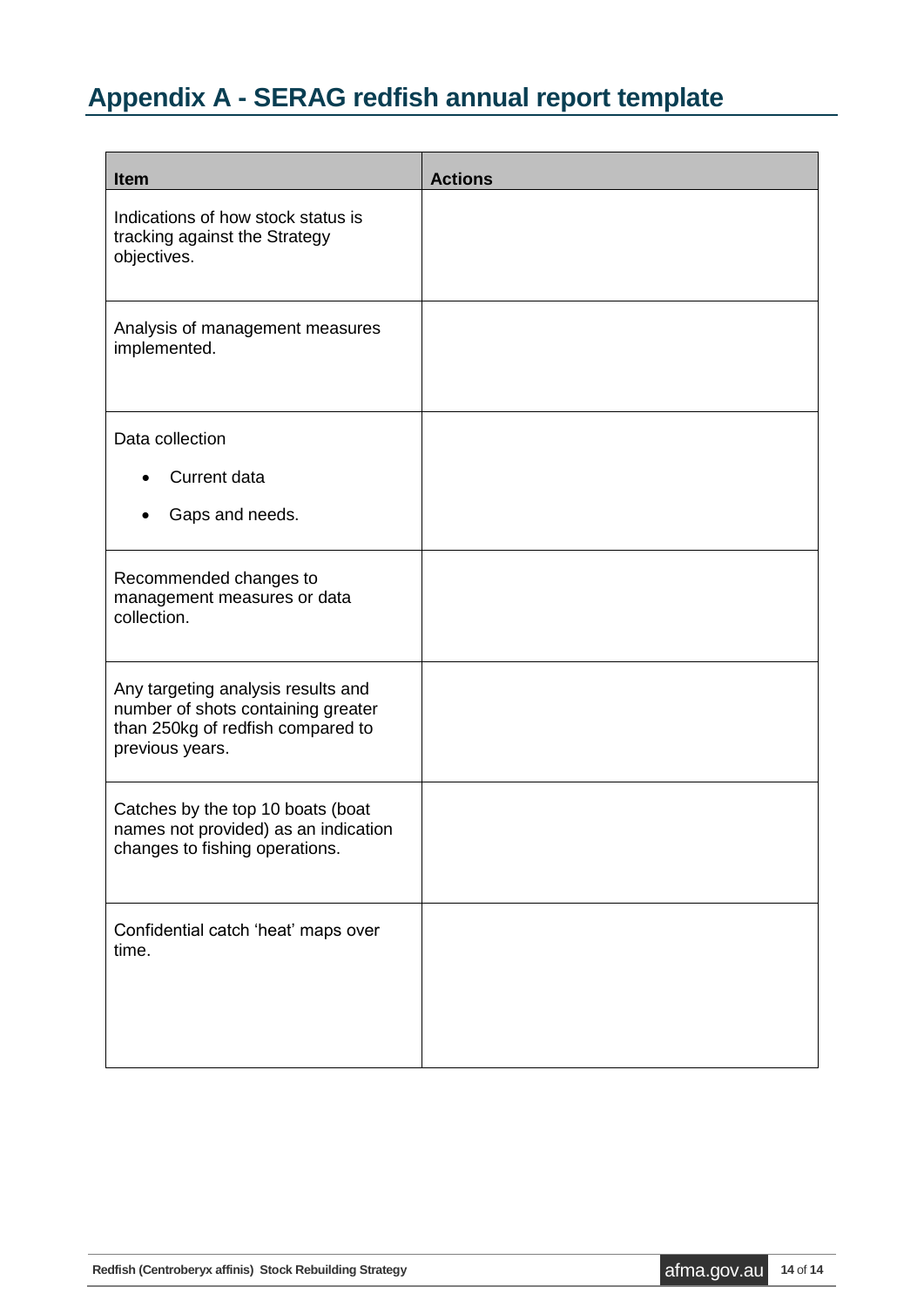# Appendix A - SERAG redfish annual report template

| Item | Actions |
| --- | --- |
| Indications of how stock status is tracking against the Strategy objectives. | |
| Analysis of management measures implemented. | |
| Data collection<br>• Current data<br>• Gaps and needs. | |
| Recommended changes to management measures or data collection. | |
| Any targeting analysis results and number of shots containing greater than 250kg of redfish compared to previous years. | |
| Catches by the top 10 boats (boat names not provided) as an indication changes to fishing operations. | |
| Confidential catch 'heat' maps over time. | |